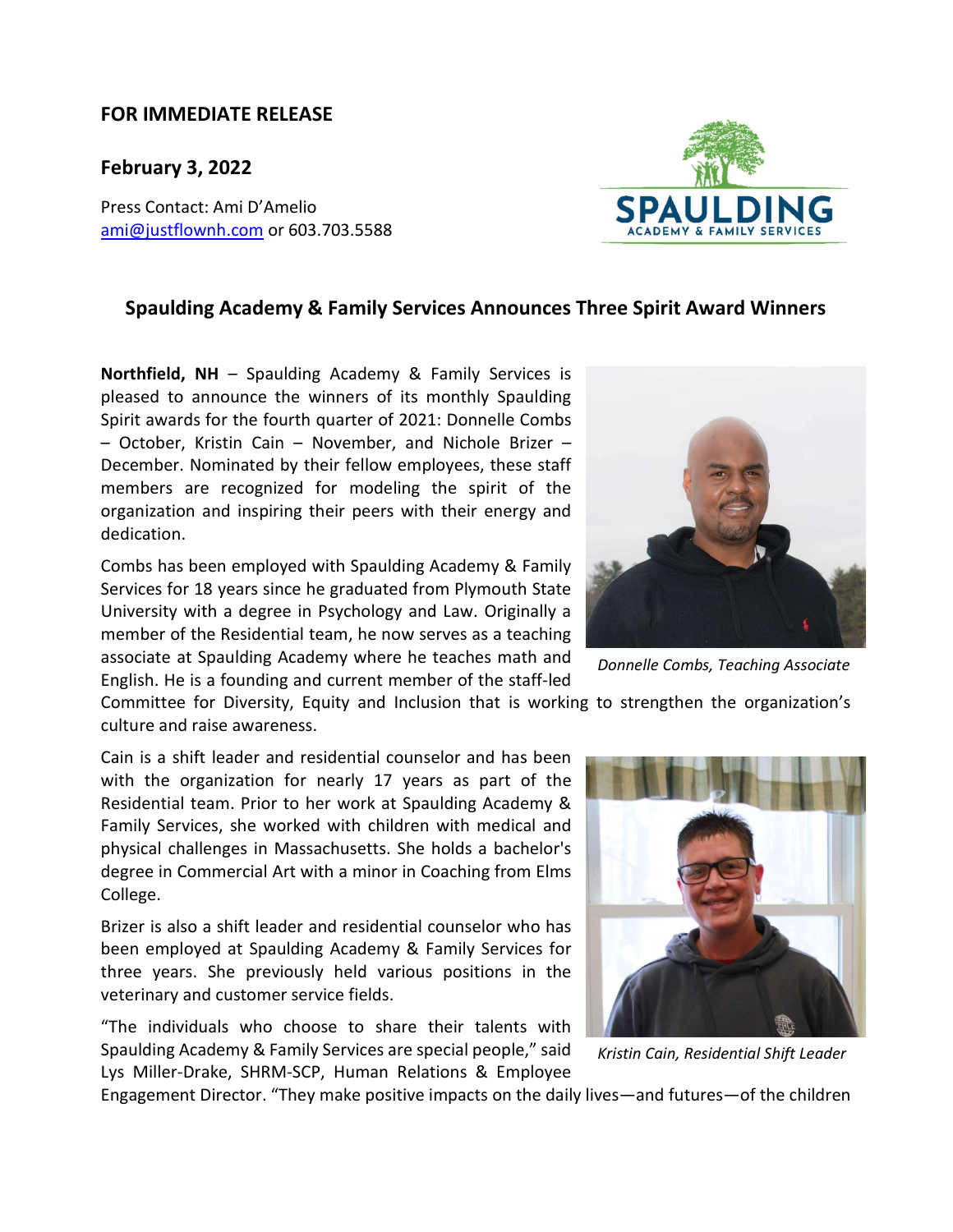**FOR IMMEDIATE RELEASE**

**February 3, 2022**

Press Contact: Ami D'Amelio
ami@justflownh.com or 603.703.5588

## Spaulding Academy & Family Services Announces Three Spirit Award Winners

**Northfield, NH** – Spaulding Academy & Family Services is pleased to announce the winners of its monthly Spaulding Spirit awards for the fourth quarter of 2021: Donnelle Combs – October, Kristin Cain – November, and Nichole Brizer – December. Nominated by their fellow employees, these staff members are recognized for modeling the spirit of the organization and inspiring their peers with their energy and dedication.

Combs has been employed with Spaulding Academy & Family Services for 18 years since he graduated from Plymouth State University with a degree in Psychology and Law. Originally a member of the Residential team, he now serves as a teaching associate at Spaulding Academy where he teaches math and English. He is a founding and current member of the staff-led Committee for Diversity, Equity and Inclusion that is working to strengthen the organization's culture and raise awareness.

*Donnelle Combs, Teaching Associate*

Cain is a shift leader and residential counselor and has been with the organization for nearly 17 years as part of the Residential team. Prior to her work at Spaulding Academy & Family Services, she worked with children with medical and physical challenges in Massachusetts. She holds a bachelor's degree in Commercial Art with a minor in Coaching from Elms College.

Brizer is also a shift leader and residential counselor who has been employed at Spaulding Academy & Family Services for three years. She previously held various positions in the veterinary and customer service fields.

*Kristin Cain, Residential Shift Leader*

"The individuals who choose to share their talents with Spaulding Academy & Family Services are special people," said Lys Miller-Drake, SHRM-SCP, Human Relations & Employee Engagement Director. "They make positive impacts on the daily lives—and futures—of the children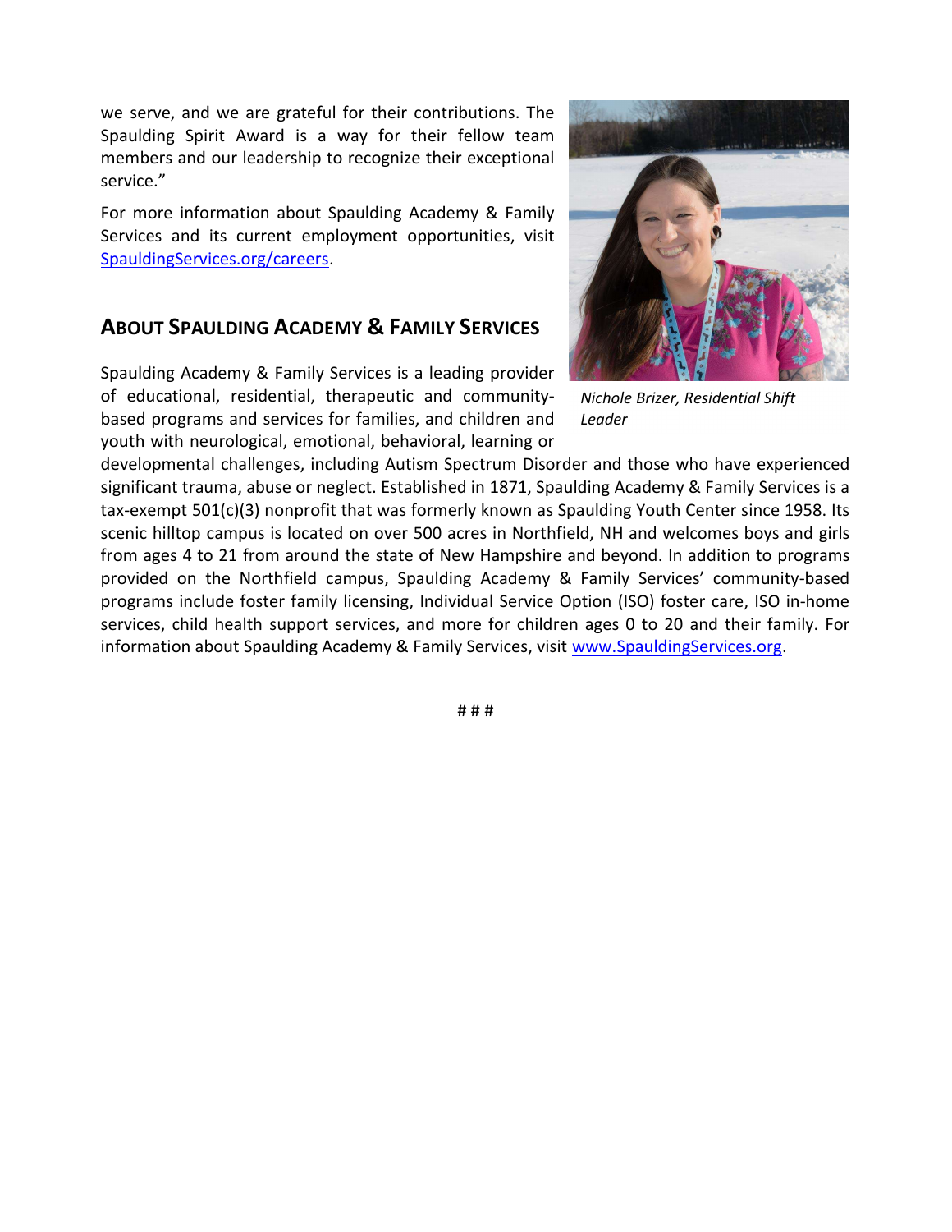we serve, and we are grateful for their contributions. The Spaulding Spirit Award is a way for their fellow team members and our leadership to recognize their exceptional service."

For more information about Spaulding Academy & Family Services and its current employment opportunities, visit [SpauldingServices.org/careers](SpauldingServices.org/careers).

*Nichole Brizer, Residential Shift Leader*

## About Spaulding Academy & Family Services

Spaulding Academy & Family Services is a leading provider of educational, residential, therapeutic and community-based programs and services for families, and children and youth with neurological, emotional, behavioral, learning or developmental challenges, including Autism Spectrum Disorder and those who have experienced significant trauma, abuse or neglect. Established in 1871, Spaulding Academy & Family Services is a tax-exempt 501(c)(3) nonprofit that was formerly known as Spaulding Youth Center since 1958. Its scenic hilltop campus is located on over 500 acres in Northfield, NH and welcomes boys and girls from ages 4 to 21 from around the state of New Hampshire and beyond. In addition to programs provided on the Northfield campus, Spaulding Academy & Family Services' community-based programs include foster family licensing, Individual Service Option (ISO) foster care, ISO in-home services, child health support services, and more for children ages 0 to 20 and their family. For information about Spaulding Academy & Family Services, visit [www.SpauldingServices.org](www.SpauldingServices.org).

# # #